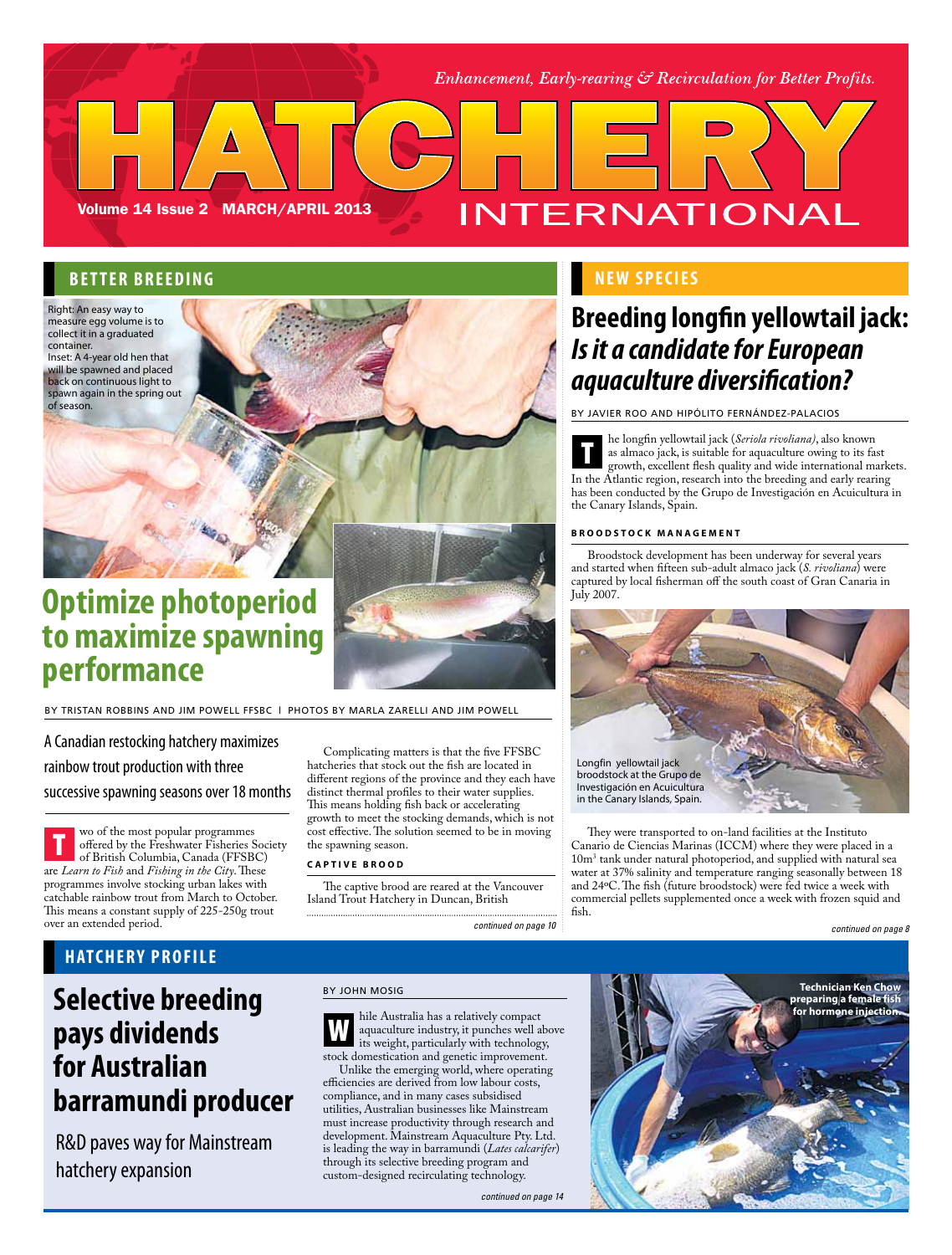*Enhancement, Early-rearing & Recirculation for Better Profits.*

# HATCHERY INTERNATIONAL

Volume 14 Issue 2 MARCH/APRIL 2013

## BETTER BREEDING

Right: An easy way to measure egg volume is to collect it in a graduated container.
Inset: A 4-year old hen that will be spawned and placed back on continuous light to spawn again in the spring out of season.

# Optimize photoperiod to maximize spawning performance

BY TRISTAN ROBBINS AND JIM POWELL FFSBC | PHOTOS BY MARLA ZARELLI AND JIM POWELL

A Canadian restocking hatchery maximizes rainbow trout production with three successive spawning seasons over 18 months

Two of the most popular programmes offered by the Freshwater Fisheries Society of British Columbia, Canada (FFSBC) are *Learn to Fish* and *Fishing in the City*. These programmes involve stocking urban lakes with catchable rainbow trout from March to October. This means a constant supply of 225-250g trout over an extended period.

Complicating matters is that the five FFSBC hatcheries that stock out the fish are located in different regions of the province and they each have distinct thermal profiles to their water supplies. This means holding fish back or accelerating growth to meet the stocking demands, which is not cost effective. The solution seemed to be in moving the spawning season.

### CAPTIVE BROOD

The captive brood are reared at the Vancouver Island Trout Hatchery in Duncan, British

*continued on page 10*

## NEW SPECIES

# Breeding longfin yellowtail jack: *Is it a candidate for European aquaculture diversification?*

BY JAVIER ROO AND HIPÓLITO FERNÁNDEZ-PALACIOS

The longfin yellowtail jack (*Seriola rivoliana)*, also known as almaco jack, is suitable for aquaculture owing to its fast growth, excellent flesh quality and wide international markets. In the Atlantic region, research into the breeding and early rearing has been conducted by the Grupo de Investigación en Acuicultura in the Canary Islands, Spain.

### BROODSTOCK MANAGEMENT

Broodstock development has been underway for several years and started when fifteen sub-adult almaco jack (*S. rivoliana*) were captured by local fisherman off the south coast of Gran Canaria in July 2007.

Longfin yellowtail jack broodstock at the Grupo de Investigación en Acuicultura in the Canary Islands, Spain.

They were transported to on-land facilities at the Instituto Canario de Ciencias Marinas (ICCM) where they were placed in a 10m$^3$ tank under natural photoperiod, and supplied with natural sea water at 37% salinity and temperature ranging seasonally between 18 and 24ºC. The fish (future broodstock) were fed twice a week with commercial pellets supplemented once a week with frozen squid and fish.

*continued on page 8*

## HATCHERY PROFILE

# Selective breeding pays dividends for Australian barramundi producer

R&D paves way for Mainstream hatchery expansion

BY JOHN MOSIG

While Australia has a relatively compact aquaculture industry, it punches well above its weight, particularly with technology, stock domestication and genetic improvement.

Unlike the emerging world, where operating efficiencies are derived from low labour costs, compliance, and in many cases subsidised utilities, Australian businesses like Mainstream must increase productivity through research and development. Mainstream Aquaculture Pty. Ltd. is leading the way in barramundi (*Lates calcarifer*) through its selective breeding program and custom-designed recirculating technology.

*continued on page 14*

Technician Ken Chow preparing a female fish for hormone injection.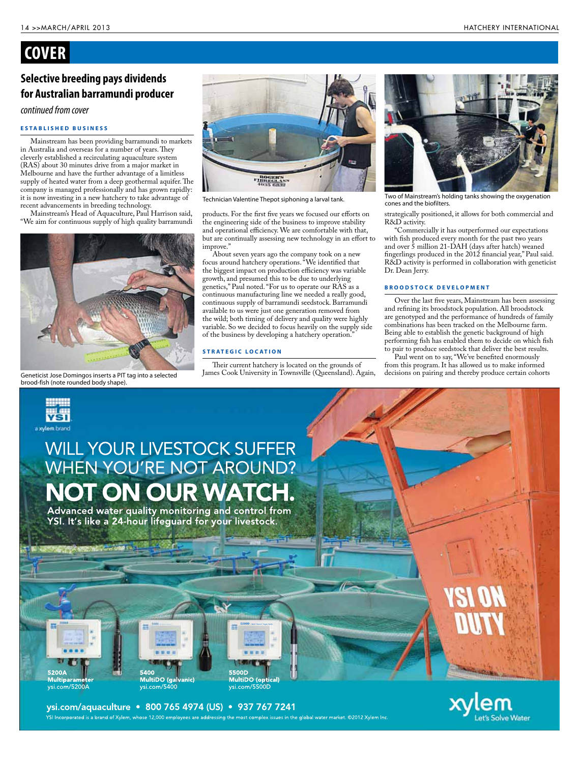# COVER

## Selective breeding pays dividends for Australian barramundi producer

*continued from cover*

### ESTABLISHED BUSINESS

Mainstream has been providing barramundi to markets in Australia and overseas for a number of years. They cleverly established a recirculating aquaculture system (RAS) about 30 minutes drive from a major market in Melbourne and have the further advantage of a limitless supply of heated water from a deep geothermal aquifer. The company is managed professionally and has grown rapidly: it is now investing in a new hatchery to take advantage of recent advancements in breeding technology.

Mainstream's Head of Aquaculture, Paul Harrison said, "We aim for continuous supply of high quality barramundi products. For the first five years we focused our efforts on the engineering side of the business to improve stability and operational efficiency. We are comfortable with that, but are continually assessing new technology in an effort to improve."

About seven years ago the company took on a new focus around hatchery operations. "We identified that the biggest impact on production efficiency was variable growth, and presumed this to be due to underlying genetics," Paul noted. "For us to operate our RAS as a continuous manufacturing line we needed a really good, continuous supply of barramundi seedstock. Barramundi available to us were just one generation removed from the wild; both timing of delivery and quality were highly variable. So we decided to focus heavily on the supply side of the business by developing a hatchery operation."

Geneticist Jose Domingos inserts a PIT tag into a selected brood-fish (note rounded body shape).

Technician Valentine Thepot siphoning a larval tank.

### STRATEGIC LOCATION

Their current hatchery is located on the grounds of James Cook University in Townsville (Queensland). Again, strategically positioned, it allows for both commercial and R&D activity.

"Commercially it has outperformed our expectations with fish produced every month for the past two years and over 5 million 21-DAH (days after hatch) weaned fingerlings produced in the 2012 financial year," Paul said. R&D activity is performed in collaboration with geneticist Dr. Dean Jerry.

Two of Mainstream's holding tanks showing the oxygenation cones and the biofilters.

### BROODSTOCK DEVELOPMENT

Over the last five years, Mainstream has been assessing and refining its broodstock population. All broodstock are genotyped and the performance of hundreds of family combinations has been tracked on the Melbourne farm. Being able to establish the genetic background of high performing fish has enabled them to decide on which fish to pair to produce seedstock that deliver the best results.

Paul went on to say, "We've benefited enormously from this program. It has allowed us to make informed decisions on pairing and thereby produce certain cohorts

---

YSI a xylem brand

WILL YOUR LIVESTOCK SUFFER WHEN YOU'RE NOT AROUND?

**NOT ON OUR WATCH.**

Advanced water quality monitoring and control from YSI. It's like a 24-hour lifeguard for your livestock.

YSI ON DUTY

**5200A Multiparameter** ysi.com/5200A

**5400 MultiDO (galvanic)** ysi.com/5400

**5500D MultiDO (optical)** ysi.com/5500D

**ysi.com/aquaculture • 800 765 4974 (US) • 937 767 7241**

YSI Incorporated is a brand of Xylem, whose 12,000 employees are addressing the most complex issues in the global water market. ©2012 Xylem Inc.

xylem Let's Solve Water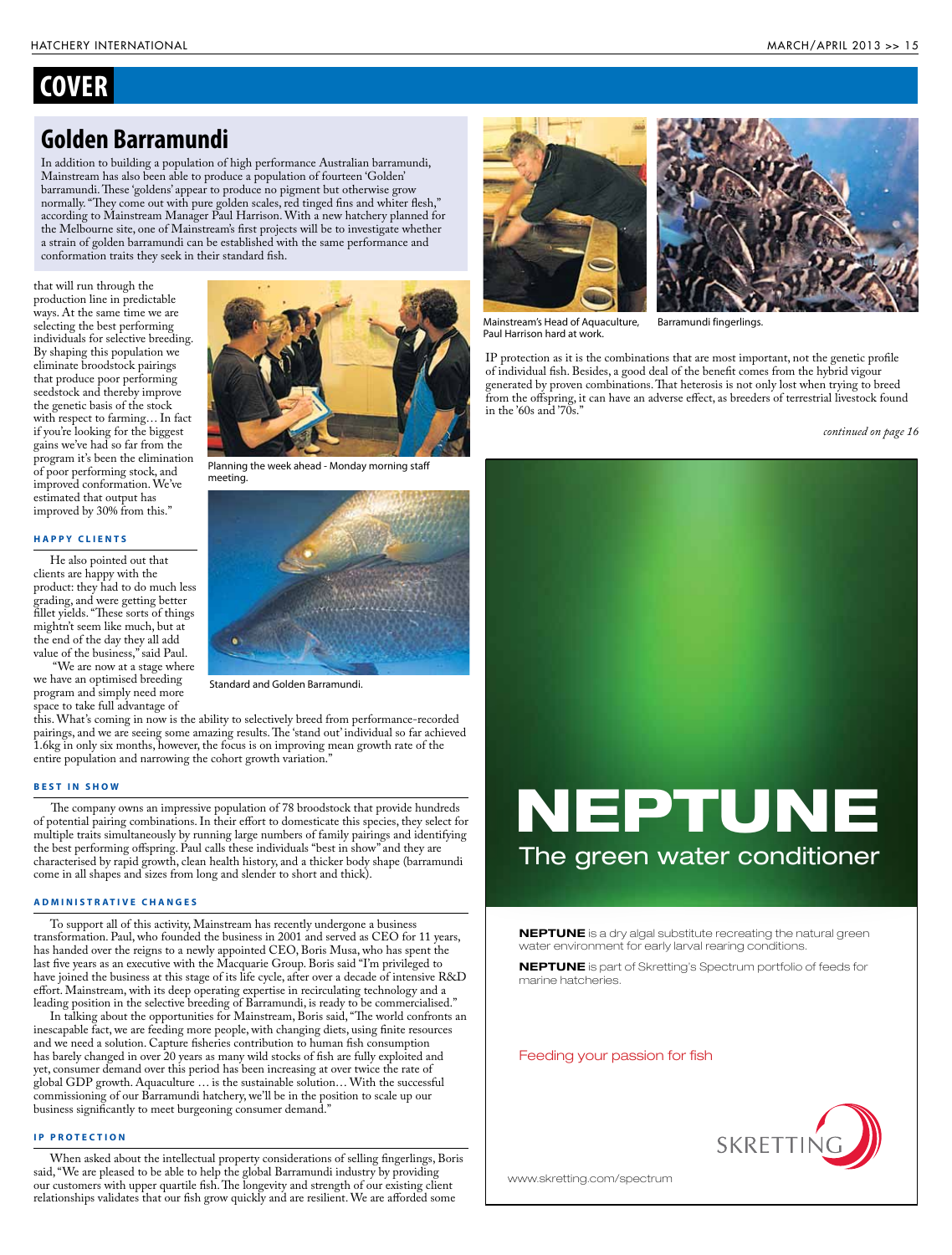## COVER

### Golden Barramundi

In addition to building a population of high performance Australian barramundi, Mainstream has also been able to produce a population of fourteen 'Golden' barramundi. These 'goldens' appear to produce no pigment but otherwise grow normally. "They come out with pure golden scales, red tinged fins and whiter flesh," according to Mainstream Manager Paul Harrison. With a new hatchery planned for the Melbourne site, one of Mainstream's first projects will be to investigate whether a strain of golden barramundi can be established with the same performance and conformation traits they seek in their standard fish.

that will run through the production line in predictable ways. At the same time we are selecting the best performing individuals for selective breeding. By shaping this population we eliminate broodstock pairings that produce poor performing seedstock and thereby improve the genetic basis of the stock with respect to farming… In fact if you're looking for the biggest gains we've had so far from the program it's been the elimination of poor performing stock, and improved conformation. We've estimated that output has improved by 30% from this."

Planning the week ahead - Monday morning staff meeting.

Standard and Golden Barramundi.

#### HAPPY CLIENTS

He also pointed out that clients are happy with the product: they had to do much less grading, and were getting better fillet yields. "These sorts of things mightn't seem like much, but at the end of the day they all add value of the business," said Paul.

"We are now at a stage where we have an optimised breeding program and simply need more space to take full advantage of this. What's coming in now is the ability to selectively breed from performance-recorded pairings, and we are seeing some amazing results. The 'stand out' individual so far achieved 1.6kg in only six months, however, the focus is on improving mean growth rate of the entire population and narrowing the cohort growth variation."

#### BEST IN SHOW

The company owns an impressive population of 78 broodstock that provide hundreds of potential pairing combinations. In their effort to domesticate this species, they select for multiple traits simultaneously by running large numbers of family pairings and identifying the best performing offspring. Paul calls these individuals "best in show" and they are characterised by rapid growth, clean health history, and a thicker body shape (barramundi come in all shapes and sizes from long and slender to short and thick).

#### ADMINISTRATIVE CHANGES

To support all of this activity, Mainstream has recently undergone a business transformation. Paul, who founded the business in 2001 and served as CEO for 11 years, has handed over the reigns to a newly appointed CEO, Boris Musa, who has spent the last five years as an executive with the Macquarie Group. Boris said "I'm privileged to have joined the business at this stage of its life cycle, after over a decade of intensive R&D effort. Mainstream, with its deep operating expertise in recirculating technology and a leading position in the selective breeding of Barramundi, is ready to be commercialised."

In talking about the opportunities for Mainstream, Boris said, "The world confronts an inescapable fact, we are feeding more people, with changing diets, using finite resources and we need a solution. Capture fisheries contribution to human fish consumption has barely changed in over 20 years as many wild stocks of fish are fully exploited and yet, consumer demand over this period has been increasing at over twice the rate of global GDP growth. Aquaculture … is the sustainable solution… With the successful commissioning of our Barramundi hatchery, we'll be in the position to scale up our business significantly to meet burgeoning consumer demand."

#### IP PROTECTION

When asked about the intellectual property considerations of selling fingerlings, Boris said, "We are pleased to be able to help the global Barramundi industry by providing our customers with upper quartile fish. The longevity and strength of our existing client relationships validates that our fish grow quickly and are resilient. We are afforded some IP protection as it is the combinations that are most important, not the genetic profile of individual fish. Besides, a good deal of the benefit comes from the hybrid vigour generated by proven combinations. That heterosis is not only lost when trying to breed from the offspring, it can have an adverse effect, as breeders of terrestrial livestock found in the '60s and '70s."

Mainstream's Head of Aquaculture, Paul Harrison hard at work.

Barramundi fingerlings.

*continued on page 16*

**NEPTUNE**
The green water conditioner

**NEPTUNE** is a dry algal substitute recreating the natural green water environment for early larval rearing conditions.

**NEPTUNE** is part of Skretting's Spectrum portfolio of feeds for marine hatcheries.

Feeding your passion for fish

SKRETTING

www.skretting.com/spectrum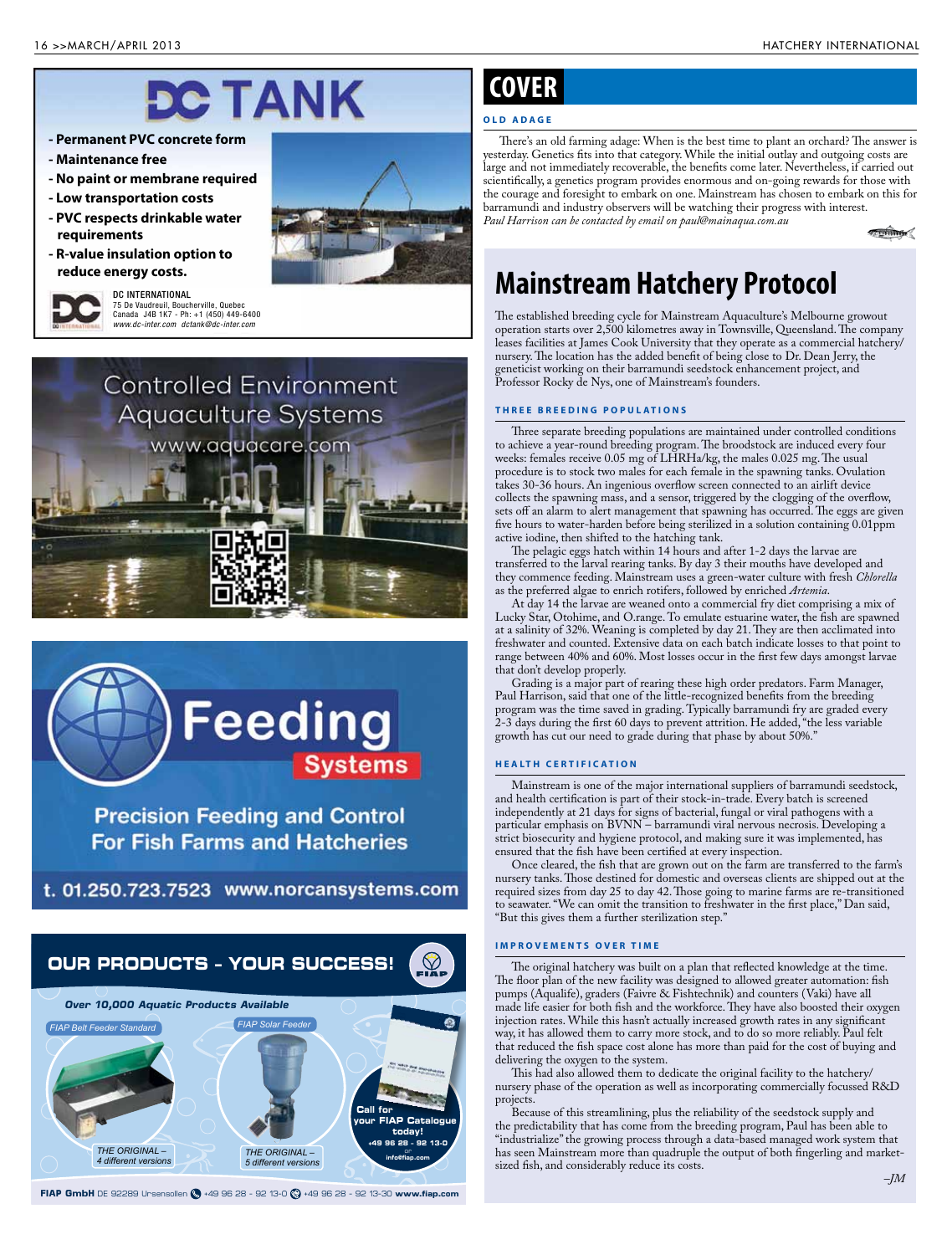## COVER

### OLD ADAGE

There's an old farming adage: When is the best time to plant an orchard? The answer is yesterday. Genetics fits into that category. While the initial outlay and outgoing costs are large and not immediately recoverable, the benefits come later. Nevertheless, if carried out scientifically, a genetics program provides enormous and on-going rewards for those with the courage and foresight to embark on one. Mainstream has chosen to embark on this for barramundi and industry observers will be watching their progress with interest.

*Paul Harrison can be contacted by email on paul@mainaqua.com.au*

# Mainstream Hatchery Protocol

The established breeding cycle for Mainstream Aquaculture's Melbourne growout operation starts over 2,500 kilometres away in Townsville, Queensland. The company leases facilities at James Cook University that they operate as a commercial hatchery/nursery. The location has the added benefit of being close to Dr. Dean Jerry, the geneticist working on their barramundi seedstock enhancement project, and Professor Rocky de Nys, one of Mainstream's founders.

### THREE BREEDING POPULATIONS

Three separate breeding populations are maintained under controlled conditions to achieve a year-round breeding program. The broodstock are induced every four weeks: females receive 0.05 mg of LHRHa/kg, the males 0.025 mg. The usual procedure is to stock two males for each female in the spawning tanks. Ovulation takes 30-36 hours. An ingenious overflow screen connected to an airlift device collects the spawning mass, and a sensor, triggered by the clogging of the overflow, sets off an alarm to alert management that spawning has occurred. The eggs are given five hours to water-harden before being sterilized in a solution containing 0.01ppm active iodine, then shifted to the hatching tank.

The pelagic eggs hatch within 14 hours and after 1-2 days the larvae are transferred to the larval rearing tanks. By day 3 their mouths have developed and they commence feeding. Mainstream uses a green-water culture with fresh *Chlorella* as the preferred algae to enrich rotifers, followed by enriched *Artemia*.

At day 14 the larvae are weaned onto a commercial fry diet comprising a mix of Lucky Star, Otohime, and O.range. To emulate estuarine water, the fish are spawned at a salinity of 32%. Weaning is completed by day 21. They are then acclimated into freshwater and counted. Extensive data on each batch indicate losses to that point to range between 40% and 60%. Most losses occur in the first few days amongst larvae that don't develop properly.

Grading is a major part of rearing these high order predators. Farm Manager, Paul Harrison, said that one of the little-recognized benefits from the breeding program was the time saved in grading. Typically barramundi fry are graded every 2-3 days during the first 60 days to prevent attrition. He added, "the less variable growth has cut our need to grade during that phase by about 50%."

### HEALTH CERTIFICATION

Mainstream is one of the major international suppliers of barramundi seedstock, and health certification is part of their stock-in-trade. Every batch is screened independently at 21 days for signs of bacterial, fungal or viral pathogens with a particular emphasis on BVNN – barramundi viral nervous necrosis. Developing a strict biosecurity and hygiene protocol, and making sure it was implemented, has ensured that the fish have been certified at every inspection.

Once cleared, the fish that are grown out on the farm are transferred to the farm's nursery tanks. Those destined for domestic and overseas clients are shipped out at the required sizes from day 25 to day 42. Those going to marine farms are re-transitioned to seawater. "We can omit the transition to freshwater in the first place," Dan said, "But this gives them a further sterilization step."

### IMPROVEMENTS OVER TIME

The original hatchery was built on a plan that reflected knowledge at the time. The floor plan of the new facility was designed to allowed greater automation: fish pumps (Aqualife), graders (Faivre & Fishtechnik) and counters (Vaki) have all made life easier for both fish and the workforce. They have also boosted their oxygen injection rates. While this hasn't actually increased growth rates in any significant way, it has allowed them to carry more stock, and to do so more reliably. Paul felt that reduced the fish space cost alone has more than paid for the cost of buying and delivering the oxygen to the system.

This had also allowed them to dedicate the original facility to the hatchery/nursery phase of the operation as well as incorporating commercially focussed R&D projects.

Because of this streamlining, plus the reliability of the seedstock supply and the predictability that has come from the breeding program, Paul has been able to "industrialize" the growing process through a data-based managed work system that has seen Mainstream more than quadruple the output of both fingerling and market-sized fish, and considerably reduce its costs.

*–JM*

---

**DC TANK**

- Permanent PVC concrete form
- Maintenance free
- No paint or membrane required
- Low transportation costs
- PVC respects drinkable water requirements
- R-value insulation option to reduce energy costs.

DC INTERNATIONAL
75 De Vaudreuil, Boucherville, Quebec
Canada J4B 1K7 - Ph: +1 (450) 449-6400
www.dc-inter.com dctank@dc-inter.com

---

Controlled Environment Aquaculture Systems
www.aquacare.com

---

**Feeding Systems**

Precision Feeding and Control For Fish Farms and Hatcheries

t. 01.250.723.7523 www.norcansystems.com

---

**OUR PRODUCTS - YOUR SUCCESS!**

Over 10,000 Aquatic Products Available

FIAP Belt Feeder Standard — THE ORIGINAL – 4 different versions

FIAP Solar Feeder — THE ORIGINAL – 5 different versions

Call for your FIAP Catalogue today! +49 96 28 - 92 13-0 or info@fiap.com

FIAP GmbH DE 92289 Ursensollen +49 96 28 - 92 13-0 +49 96 28 - 92 13-30 www.fiap.com